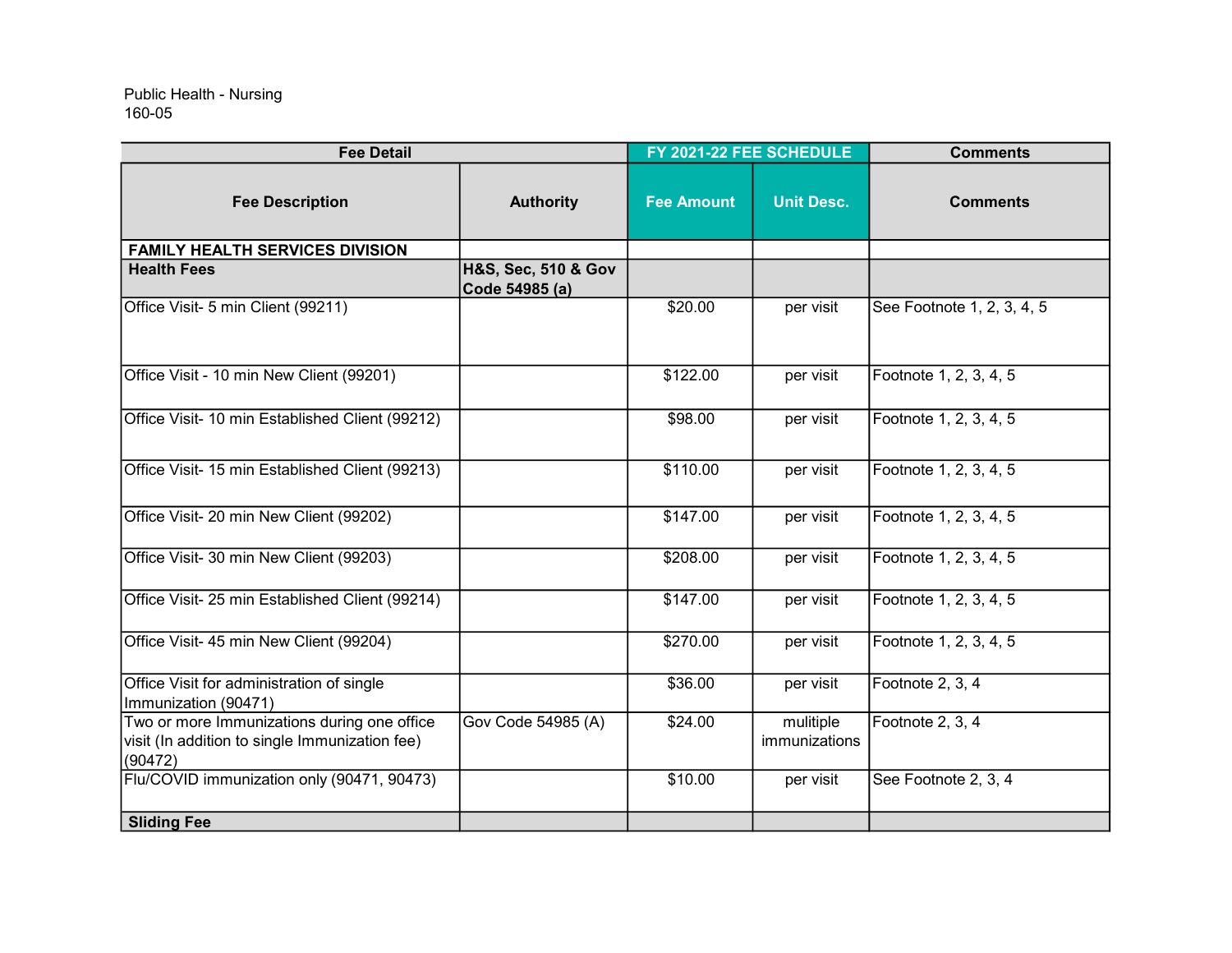Public Health - Nursing
160-05

| Fee Detail | | FY 2021-22 FEE SCHEDULE | | Comments |
|---|---|---|---|---|
| **Fee Description** | **Authority** | **Fee Amount** | **Unit Desc.** | **Comments** |
| **FAMILY HEALTH SERVICES DIVISION** | | | | |
| **Health Fees** | **H&S, Sec, 510 & Gov Code 54985 (a)** | | | |
| Office Visit- 5 min Client (99211) | | $20.00 | per visit | See Footnote 1, 2, 3, 4, 5 |
| Office Visit - 10 min New Client (99201) | | $122.00 | per visit | Footnote 1, 2, 3, 4, 5 |
| Office Visit- 10 min Established Client (99212) | | $98.00 | per visit | Footnote 1, 2, 3, 4, 5 |
| Office Visit- 15 min Established Client (99213) | | $110.00 | per visit | Footnote 1, 2, 3, 4, 5 |
| Office Visit- 20 min New Client (99202) | | $147.00 | per visit | Footnote 1, 2, 3, 4, 5 |
| Office Visit- 30 min New Client (99203) | | $208.00 | per visit | Footnote 1, 2, 3, 4, 5 |
| Office Visit- 25 min Established Client (99214) | | $147.00 | per visit | Footnote 1, 2, 3, 4, 5 |
| Office Visit- 45 min New Client (99204) | | $270.00 | per visit | Footnote 1, 2, 3, 4, 5 |
| Office Visit for administration of single Immunization (90471) | | $36.00 | per visit | Footnote 2, 3, 4 |
| Two or more Immunizations during one office visit (In addition to single Immunization fee) (90472) | Gov Code 54985 (A) | $24.00 | mulitiple immunizations | Footnote 2, 3, 4 |
| Flu/COVID immunization only (90471, 90473) | | $10.00 | per visit | See Footnote 2, 3, 4 |
| **Sliding Fee** | | | | |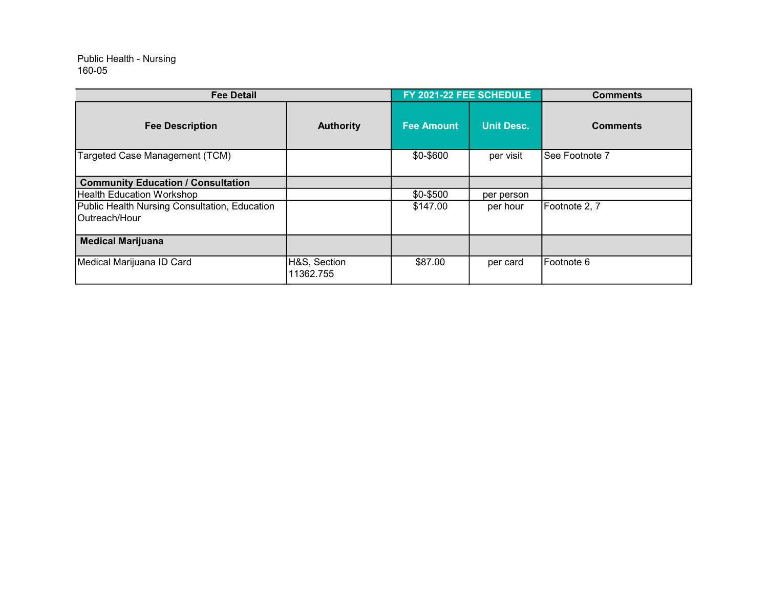Public Health - Nursing
160-05

| Fee Detail | | FY 2021-22 FEE SCHEDULE | | Comments |
|---|---|---|---|---|
| **Fee Description** | **Authority** | **Fee Amount** | **Unit Desc.** | **Comments** |
| Targeted Case Management (TCM) | | $0-$600 | per visit | See Footnote 7 |
| **Community Education / Consultation** | | | | |
| Health Education Workshop | | $0-$500 | per person | |
| Public Health Nursing Consultation, Education Outreach/Hour | | $147.00 | per hour | Footnote 2, 7 |
| **Medical Marijuana** | | | | |
| Medical Marijuana ID Card | H&S, Section 11362.755 | $87.00 | per card | Footnote 6 |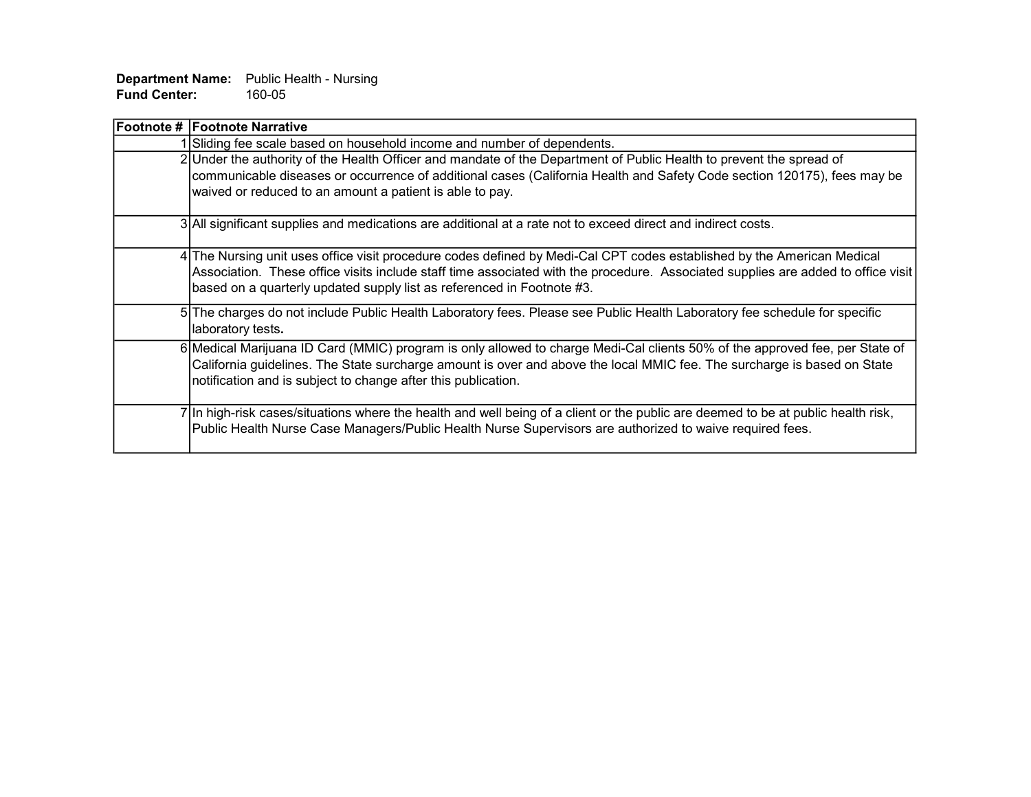**Department Name:** Public Health - Nursing
**Fund Center:** 160-05

| Footnote # | Footnote Narrative |
|---|---|
| 1 | Sliding fee scale based on household income and number of dependents. |
| 2 | Under the authority of the Health Officer and mandate of the Department of Public Health to prevent the spread of communicable diseases or occurrence of additional cases (California Health and Safety Code section 120175), fees may be waived or reduced to an amount a patient is able to pay. |
| 3 | All significant supplies and medications are additional at a rate not to exceed direct and indirect costs. |
| 4 | The Nursing unit uses office visit procedure codes defined by Medi-Cal CPT codes established by the American Medical Association. These office visits include staff time associated with the procedure. Associated supplies are added to office visit based on a quarterly updated supply list as referenced in Footnote #3. |
| 5 | The charges do not include Public Health Laboratory fees. Please see Public Health Laboratory fee schedule for specific laboratory tests**.** |
| 6 | Medical Marijuana ID Card (MMIC) program is only allowed to charge Medi-Cal clients 50% of the approved fee, per State of California guidelines. The State surcharge amount is over and above the local MMIC fee. The surcharge is based on State notification and is subject to change after this publication. |
| 7 | In high-risk cases/situations where the health and well being of a client or the public are deemed to be at public health risk, Public Health Nurse Case Managers/Public Health Nurse Supervisors are authorized to waive required fees. |